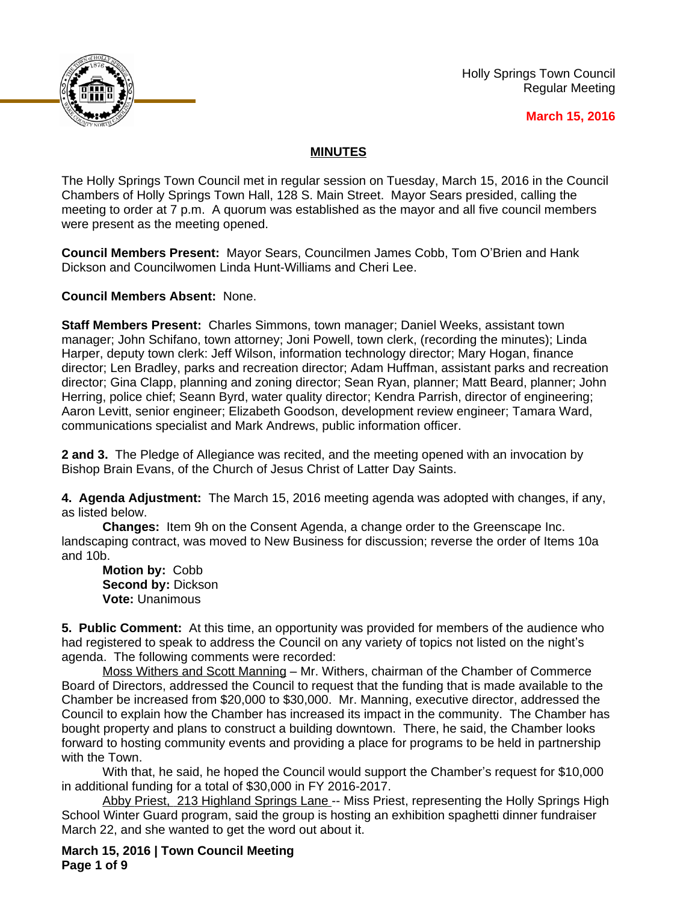Holly Springs Town Council
Regular Meeting

**March 15, 2016**

## MINUTES

The Holly Springs Town Council met in regular session on Tuesday, March 15, 2016 in the Council Chambers of Holly Springs Town Hall, 128 S. Main Street. Mayor Sears presided, calling the meeting to order at 7 p.m. A quorum was established as the mayor and all five council members were present as the meeting opened.

**Council Members Present:** Mayor Sears, Councilmen James Cobb, Tom O'Brien and Hank Dickson and Councilwomen Linda Hunt-Williams and Cheri Lee.

**Council Members Absent:** None.

**Staff Members Present:** Charles Simmons, town manager; Daniel Weeks, assistant town manager; John Schifano, town attorney; Joni Powell, town clerk, (recording the minutes); Linda Harper, deputy town clerk: Jeff Wilson, information technology director; Mary Hogan, finance director; Len Bradley, parks and recreation director; Adam Huffman, assistant parks and recreation director; Gina Clapp, planning and zoning director; Sean Ryan, planner; Matt Beard, planner; John Herring, police chief; Seann Byrd, water quality director; Kendra Parrish, director of engineering; Aaron Levitt, senior engineer; Elizabeth Goodson, development review engineer; Tamara Ward, communications specialist and Mark Andrews, public information officer.

**2 and 3.** The Pledge of Allegiance was recited, and the meeting opened with an invocation by Bishop Brain Evans, of the Church of Jesus Christ of Latter Day Saints.

**4. Agenda Adjustment:** The March 15, 2016 meeting agenda was adopted with changes, if any, as listed below.

**Changes:** Item 9h on the Consent Agenda, a change order to the Greenscape Inc. landscaping contract, was moved to New Business for discussion; reverse the order of Items 10a and 10b.

**Motion by:** Cobb
**Second by:** Dickson
**Vote:** Unanimous

**5. Public Comment:** At this time, an opportunity was provided for members of the audience who had registered to speak to address the Council on any variety of topics not listed on the night's agenda. The following comments were recorded:

Moss Withers and Scott Manning – Mr. Withers, chairman of the Chamber of Commerce Board of Directors, addressed the Council to request that the funding that is made available to the Chamber be increased from $20,000 to $30,000. Mr. Manning, executive director, addressed the Council to explain how the Chamber has increased its impact in the community. The Chamber has bought property and plans to construct a building downtown. There, he said, the Chamber looks forward to hosting community events and providing a place for programs to be held in partnership with the Town.

With that, he said, he hoped the Council would support the Chamber's request for $10,000 in additional funding for a total of $30,000 in FY 2016-2017.

Abby Priest, 213 Highland Springs Lane -- Miss Priest, representing the Holly Springs High School Winter Guard program, said the group is hosting an exhibition spaghetti dinner fundraiser March 22, and she wanted to get the word out about it.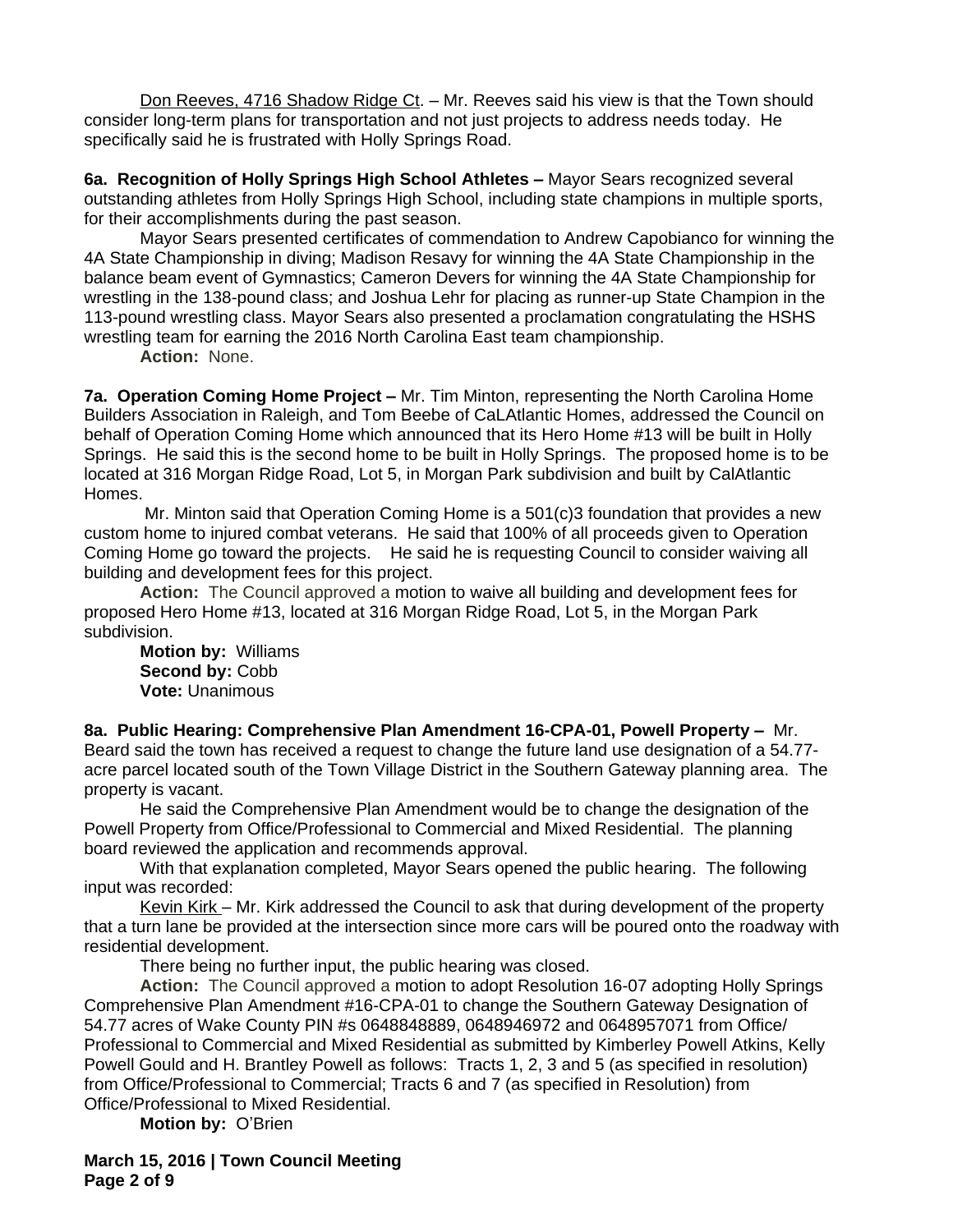Don Reeves, 4716 Shadow Ridge Ct. – Mr. Reeves said his view is that the Town should consider long-term plans for transportation and not just projects to address needs today. He specifically said he is frustrated with Holly Springs Road.

**6a. Recognition of Holly Springs High School Athletes –** Mayor Sears recognized several outstanding athletes from Holly Springs High School, including state champions in multiple sports, for their accomplishments during the past season.

Mayor Sears presented certificates of commendation to Andrew Capobianco for winning the 4A State Championship in diving; Madison Resavy for winning the 4A State Championship in the balance beam event of Gymnastics; Cameron Devers for winning the 4A State Championship for wrestling in the 138-pound class; and Joshua Lehr for placing as runner-up State Champion in the 113-pound wrestling class. Mayor Sears also presented a proclamation congratulating the HSHS wrestling team for earning the 2016 North Carolina East team championship.

**Action:** None.

**7a. Operation Coming Home Project –** Mr. Tim Minton, representing the North Carolina Home Builders Association in Raleigh, and Tom Beebe of CaLAtlantic Homes, addressed the Council on behalf of Operation Coming Home which announced that its Hero Home #13 will be built in Holly Springs. He said this is the second home to be built in Holly Springs. The proposed home is to be located at 316 Morgan Ridge Road, Lot 5, in Morgan Park subdivision and built by CalAtlantic Homes.

Mr. Minton said that Operation Coming Home is a 501(c)3 foundation that provides a new custom home to injured combat veterans. He said that 100% of all proceeds given to Operation Coming Home go toward the projects. He said he is requesting Council to consider waiving all building and development fees for this project.

**Action:** The Council approved a motion to waive all building and development fees for proposed Hero Home #13, located at 316 Morgan Ridge Road, Lot 5, in the Morgan Park subdivision.

**Motion by:** Williams
**Second by:** Cobb
**Vote:** Unanimous

**8a. Public Hearing: Comprehensive Plan Amendment 16-CPA-01, Powell Property –** Mr. Beard said the town has received a request to change the future land use designation of a 54.77-acre parcel located south of the Town Village District in the Southern Gateway planning area. The property is vacant.

He said the Comprehensive Plan Amendment would be to change the designation of the Powell Property from Office/Professional to Commercial and Mixed Residential. The planning board reviewed the application and recommends approval.

With that explanation completed, Mayor Sears opened the public hearing. The following input was recorded:

Kevin Kirk – Mr. Kirk addressed the Council to ask that during development of the property that a turn lane be provided at the intersection since more cars will be poured onto the roadway with residential development.

There being no further input, the public hearing was closed.

**Action:** The Council approved a motion to adopt Resolution 16-07 adopting Holly Springs Comprehensive Plan Amendment #16-CPA-01 to change the Southern Gateway Designation of 54.77 acres of Wake County PIN #s 0648848889, 0648946972 and 0648957071 from Office/ Professional to Commercial and Mixed Residential as submitted by Kimberley Powell Atkins, Kelly Powell Gould and H. Brantley Powell as follows: Tracts 1, 2, 3 and 5 (as specified in resolution) from Office/Professional to Commercial; Tracts 6 and 7 (as specified in Resolution) from Office/Professional to Mixed Residential.

**Motion by:** O'Brien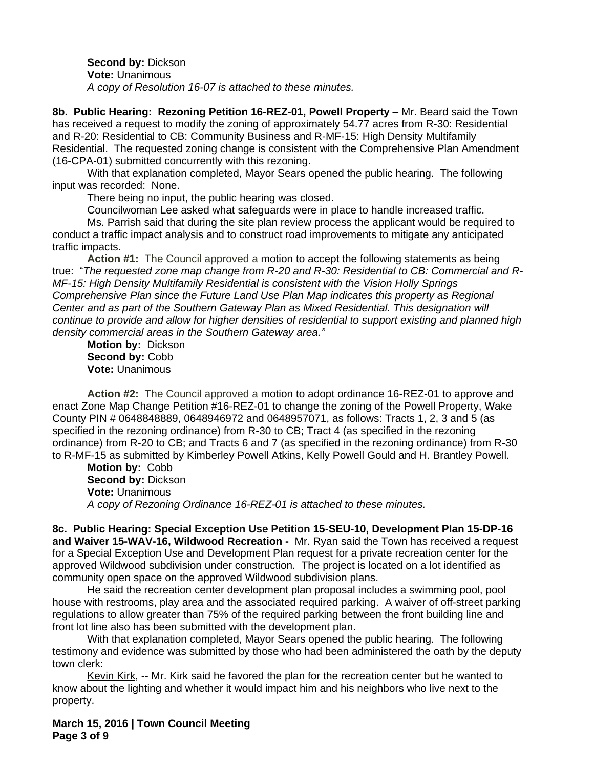**Second by:** Dickson
**Vote:** Unanimous
*A copy of Resolution 16-07 is attached to these minutes.*

**8b. Public Hearing: Rezoning Petition 16-REZ-01, Powell Property –** Mr. Beard said the Town has received a request to modify the zoning of approximately 54.77 acres from R-30: Residential and R-20: Residential to CB: Community Business and R-MF-15: High Density Multifamily Residential. The requested zoning change is consistent with the Comprehensive Plan Amendment (16-CPA-01) submitted concurrently with this rezoning.

With that explanation completed, Mayor Sears opened the public hearing. The following input was recorded: None.

There being no input, the public hearing was closed.

Councilwoman Lee asked what safeguards were in place to handle increased traffic.

Ms. Parrish said that during the site plan review process the applicant would be required to conduct a traffic impact analysis and to construct road improvements to mitigate any anticipated traffic impacts.

**Action #1:** The Council approved a motion to accept the following statements as being true: "*The requested zone map change from R-20 and R-30: Residential to CB: Commercial and R-MF-15: High Density Multifamily Residential is consistent with the Vision Holly Springs Comprehensive Plan since the Future Land Use Plan Map indicates this property as Regional Center and as part of the Southern Gateway Plan as Mixed Residential. This designation will continue to provide and allow for higher densities of residential to support existing and planned high density commercial areas in the Southern Gateway area.*"

**Motion by:** Dickson
**Second by:** Cobb
**Vote:** Unanimous

**Action #2:** The Council approved a motion to adopt ordinance 16-REZ-01 to approve and enact Zone Map Change Petition #16-REZ-01 to change the zoning of the Powell Property, Wake County PIN # 0648848889, 0648946972 and 0648957071, as follows: Tracts 1, 2, 3 and 5 (as specified in the rezoning ordinance) from R-30 to CB; Tract 4 (as specified in the rezoning ordinance) from R-20 to CB; and Tracts 6 and 7 (as specified in the rezoning ordinance) from R-30 to R-MF-15 as submitted by Kimberley Powell Atkins, Kelly Powell Gould and H. Brantley Powell.

**Motion by:** Cobb
**Second by:** Dickson
**Vote:** Unanimous
*A copy of Rezoning Ordinance 16-REZ-01 is attached to these minutes.*

**8c. Public Hearing: Special Exception Use Petition 15-SEU-10, Development Plan 15-DP-16 and Waiver 15-WAV-16, Wildwood Recreation -** Mr. Ryan said the Town has received a request for a Special Exception Use and Development Plan request for a private recreation center for the approved Wildwood subdivision under construction. The project is located on a lot identified as community open space on the approved Wildwood subdivision plans.

He said the recreation center development plan proposal includes a swimming pool, pool house with restrooms, play area and the associated required parking. A waiver of off-street parking regulations to allow greater than 75% of the required parking between the front building line and front lot line also has been submitted with the development plan.

With that explanation completed, Mayor Sears opened the public hearing. The following testimony and evidence was submitted by those who had been administered the oath by the deputy town clerk:

Kevin Kirk, -- Mr. Kirk said he favored the plan for the recreation center but he wanted to know about the lighting and whether it would impact him and his neighbors who live next to the property.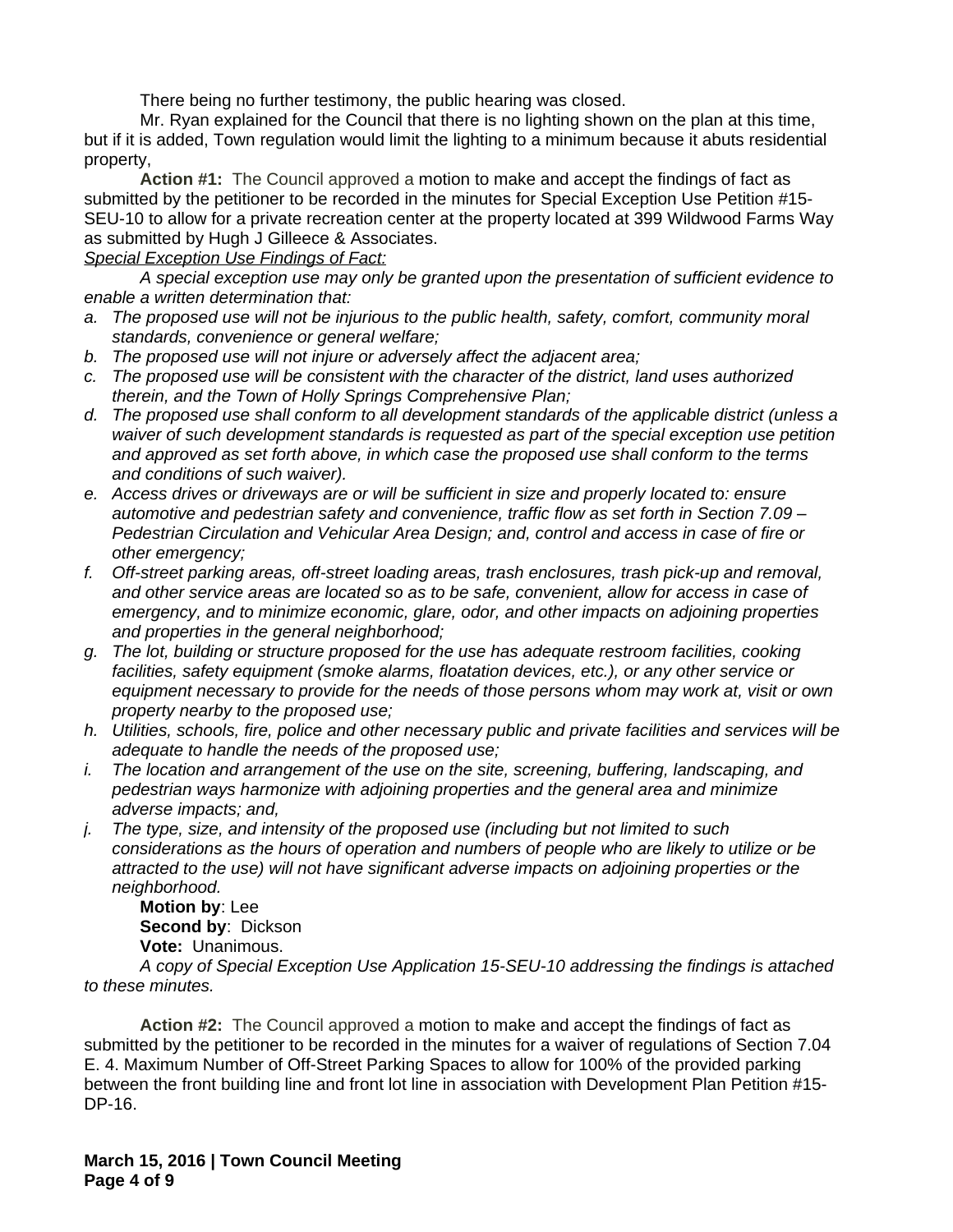There being no further testimony, the public hearing was closed.

Mr. Ryan explained for the Council that there is no lighting shown on the plan at this time, but if it is added, Town regulation would limit the lighting to a minimum because it abuts residential property,

**Action #1:** The Council approved a motion to make and accept the findings of fact as submitted by the petitioner to be recorded in the minutes for Special Exception Use Petition #15-SEU-10 to allow for a private recreation center at the property located at 399 Wildwood Farms Way as submitted by Hugh J Gilleece & Associates.

*Special Exception Use Findings of Fact:*

*A special exception use may only be granted upon the presentation of sufficient evidence to enable a written determination that:*

*a. The proposed use will not be injurious to the public health, safety, comfort, community moral standards, convenience or general welfare;*

*b. The proposed use will not injure or adversely affect the adjacent area;*

*c. The proposed use will be consistent with the character of the district, land uses authorized therein, and the Town of Holly Springs Comprehensive Plan;*

*d. The proposed use shall conform to all development standards of the applicable district (unless a waiver of such development standards is requested as part of the special exception use petition and approved as set forth above, in which case the proposed use shall conform to the terms and conditions of such waiver).*

*e. Access drives or driveways are or will be sufficient in size and properly located to: ensure automotive and pedestrian safety and convenience, traffic flow as set forth in Section 7.09 – Pedestrian Circulation and Vehicular Area Design; and, control and access in case of fire or other emergency;*

*f. Off-street parking areas, off-street loading areas, trash enclosures, trash pick-up and removal, and other service areas are located so as to be safe, convenient, allow for access in case of emergency, and to minimize economic, glare, odor, and other impacts on adjoining properties and properties in the general neighborhood;*

*g. The lot, building or structure proposed for the use has adequate restroom facilities, cooking facilities, safety equipment (smoke alarms, floatation devices, etc.), or any other service or equipment necessary to provide for the needs of those persons whom may work at, visit or own property nearby to the proposed use;*

*h. Utilities, schools, fire, police and other necessary public and private facilities and services will be adequate to handle the needs of the proposed use;*

*i. The location and arrangement of the use on the site, screening, buffering, landscaping, and pedestrian ways harmonize with adjoining properties and the general area and minimize adverse impacts; and,*

*j. The type, size, and intensity of the proposed use (including but not limited to such considerations as the hours of operation and numbers of people who are likely to utilize or be attracted to the use) will not have significant adverse impacts on adjoining properties or the neighborhood.*

**Motion by**: Lee
**Second by**: Dickson
**Vote:** Unanimous.

*A copy of Special Exception Use Application 15-SEU-10 addressing the findings is attached to these minutes.*

**Action #2:** The Council approved a motion to make and accept the findings of fact as submitted by the petitioner to be recorded in the minutes for a waiver of regulations of Section 7.04 E. 4. Maximum Number of Off-Street Parking Spaces to allow for 100% of the provided parking between the front building line and front lot line in association with Development Plan Petition #15-DP-16.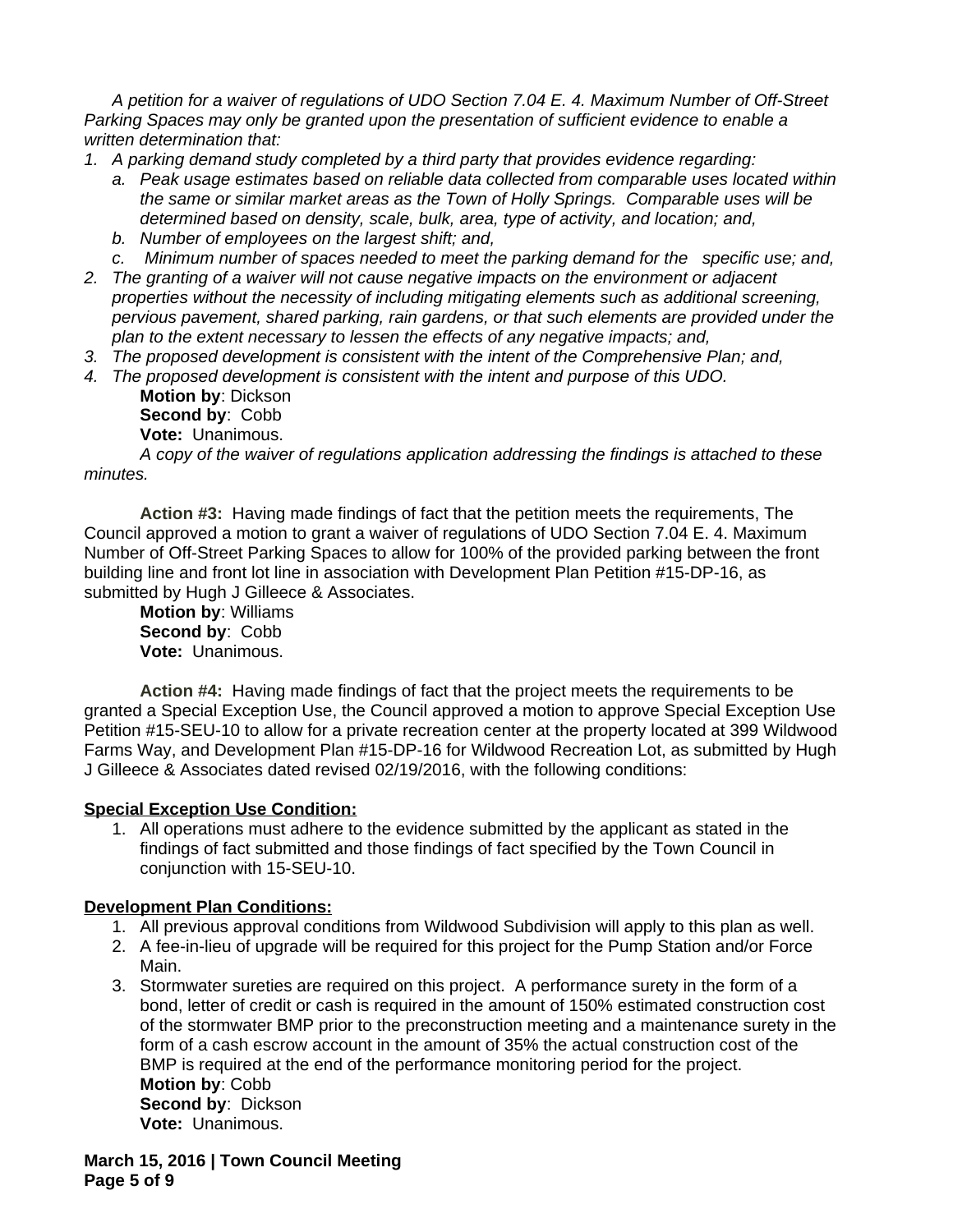*A petition for a waiver of regulations of UDO Section 7.04 E. 4. Maximum Number of Off-Street Parking Spaces may only be granted upon the presentation of sufficient evidence to enable a written determination that:*

1. *A parking demand study completed by a third party that provides evidence regarding:*
   a. *Peak usage estimates based on reliable data collected from comparable uses located within the same or similar market areas as the Town of Holly Springs. Comparable uses will be determined based on density, scale, bulk, area, type of activity, and location; and,*
   b. *Number of employees on the largest shift; and,*
   c. *Minimum number of spaces needed to meet the parking demand for the specific use; and,*
2. *The granting of a waiver will not cause negative impacts on the environment or adjacent properties without the necessity of including mitigating elements such as additional screening, pervious pavement, shared parking, rain gardens, or that such elements are provided under the plan to the extent necessary to lessen the effects of any negative impacts; and,*
3. *The proposed development is consistent with the intent of the Comprehensive Plan; and,*
4. *The proposed development is consistent with the intent and purpose of this UDO.*

**Motion by**: Dickson
**Second by**: Cobb
**Vote:** Unanimous.

*A copy of the waiver of regulations application addressing the findings is attached to these minutes.*

**Action #3:** Having made findings of fact that the petition meets the requirements, The Council approved a motion to grant a waiver of regulations of UDO Section 7.04 E. 4. Maximum Number of Off-Street Parking Spaces to allow for 100% of the provided parking between the front building line and front lot line in association with Development Plan Petition #15-DP-16, as submitted by Hugh J Gilleece & Associates.

**Motion by**: Williams
**Second by**: Cobb
**Vote:** Unanimous.

**Action #4:** Having made findings of fact that the project meets the requirements to be granted a Special Exception Use, the Council approved a motion to approve Special Exception Use Petition #15-SEU-10 to allow for a private recreation center at the property located at 399 Wildwood Farms Way, and Development Plan #15-DP-16 for Wildwood Recreation Lot, as submitted by Hugh J Gilleece & Associates dated revised 02/19/2016, with the following conditions:

**Special Exception Use Condition:**

1. All operations must adhere to the evidence submitted by the applicant as stated in the findings of fact submitted and those findings of fact specified by the Town Council in conjunction with 15-SEU-10.

**Development Plan Conditions:**

1. All previous approval conditions from Wildwood Subdivision will apply to this plan as well.
2. A fee-in-lieu of upgrade will be required for this project for the Pump Station and/or Force Main.
3. Stormwater sureties are required on this project. A performance surety in the form of a bond, letter of credit or cash is required in the amount of 150% estimated construction cost of the stormwater BMP prior to the preconstruction meeting and a maintenance surety in the form of a cash escrow account in the amount of 35% the actual construction cost of the BMP is required at the end of the performance monitoring period for the project.

**Motion by**: Cobb
**Second by**: Dickson
**Vote:** Unanimous.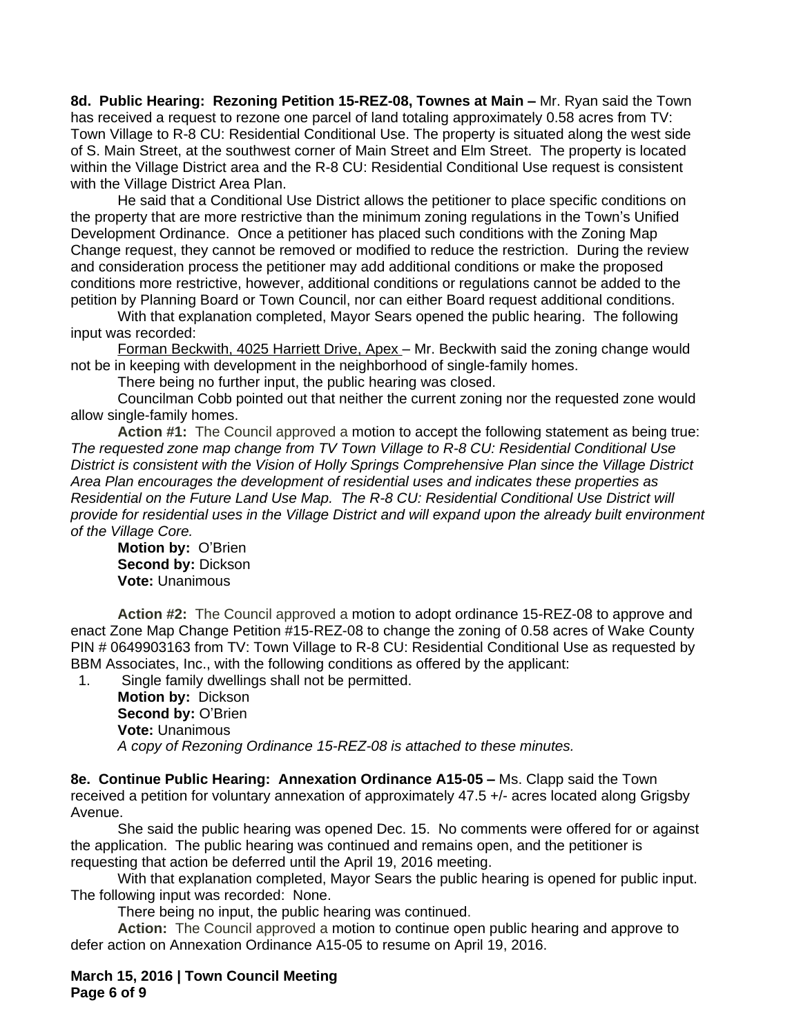**8d. Public Hearing: Rezoning Petition 15-REZ-08, Townes at Main –** Mr. Ryan said the Town has received a request to rezone one parcel of land totaling approximately 0.58 acres from TV: Town Village to R-8 CU: Residential Conditional Use. The property is situated along the west side of S. Main Street, at the southwest corner of Main Street and Elm Street. The property is located within the Village District area and the R-8 CU: Residential Conditional Use request is consistent with the Village District Area Plan.

He said that a Conditional Use District allows the petitioner to place specific conditions on the property that are more restrictive than the minimum zoning regulations in the Town's Unified Development Ordinance. Once a petitioner has placed such conditions with the Zoning Map Change request, they cannot be removed or modified to reduce the restriction. During the review and consideration process the petitioner may add additional conditions or make the proposed conditions more restrictive, however, additional conditions or regulations cannot be added to the petition by Planning Board or Town Council, nor can either Board request additional conditions.

With that explanation completed, Mayor Sears opened the public hearing. The following input was recorded:

Forman Beckwith, 4025 Harriett Drive, Apex – Mr. Beckwith said the zoning change would not be in keeping with development in the neighborhood of single-family homes.

There being no further input, the public hearing was closed.

Councilman Cobb pointed out that neither the current zoning nor the requested zone would allow single-family homes.

**Action #1:** The Council approved a motion to accept the following statement as being true: *The requested zone map change from TV Town Village to R-8 CU: Residential Conditional Use District is consistent with the Vision of Holly Springs Comprehensive Plan since the Village District Area Plan encourages the development of residential uses and indicates these properties as Residential on the Future Land Use Map. The R-8 CU: Residential Conditional Use District will provide for residential uses in the Village District and will expand upon the already built environment of the Village Core.*

**Motion by:** O'Brien
**Second by:** Dickson
**Vote:** Unanimous

**Action #2:** The Council approved a motion to adopt ordinance 15-REZ-08 to approve and enact Zone Map Change Petition #15-REZ-08 to change the zoning of 0.58 acres of Wake County PIN # 0649903163 from TV: Town Village to R-8 CU: Residential Conditional Use as requested by BBM Associates, Inc., with the following conditions as offered by the applicant:

1. Single family dwellings shall not be permitted.

**Motion by:** Dickson
**Second by:** O'Brien
**Vote:** Unanimous
*A copy of Rezoning Ordinance 15-REZ-08 is attached to these minutes.*

**8e. Continue Public Hearing: Annexation Ordinance A15-05 –** Ms. Clapp said the Town received a petition for voluntary annexation of approximately 47.5 +/- acres located along Grigsby Avenue.

She said the public hearing was opened Dec. 15. No comments were offered for or against the application. The public hearing was continued and remains open, and the petitioner is requesting that action be deferred until the April 19, 2016 meeting.

With that explanation completed, Mayor Sears the public hearing is opened for public input. The following input was recorded: None.

There being no input, the public hearing was continued.

**Action:** The Council approved a motion to continue open public hearing and approve to defer action on Annexation Ordinance A15-05 to resume on April 19, 2016.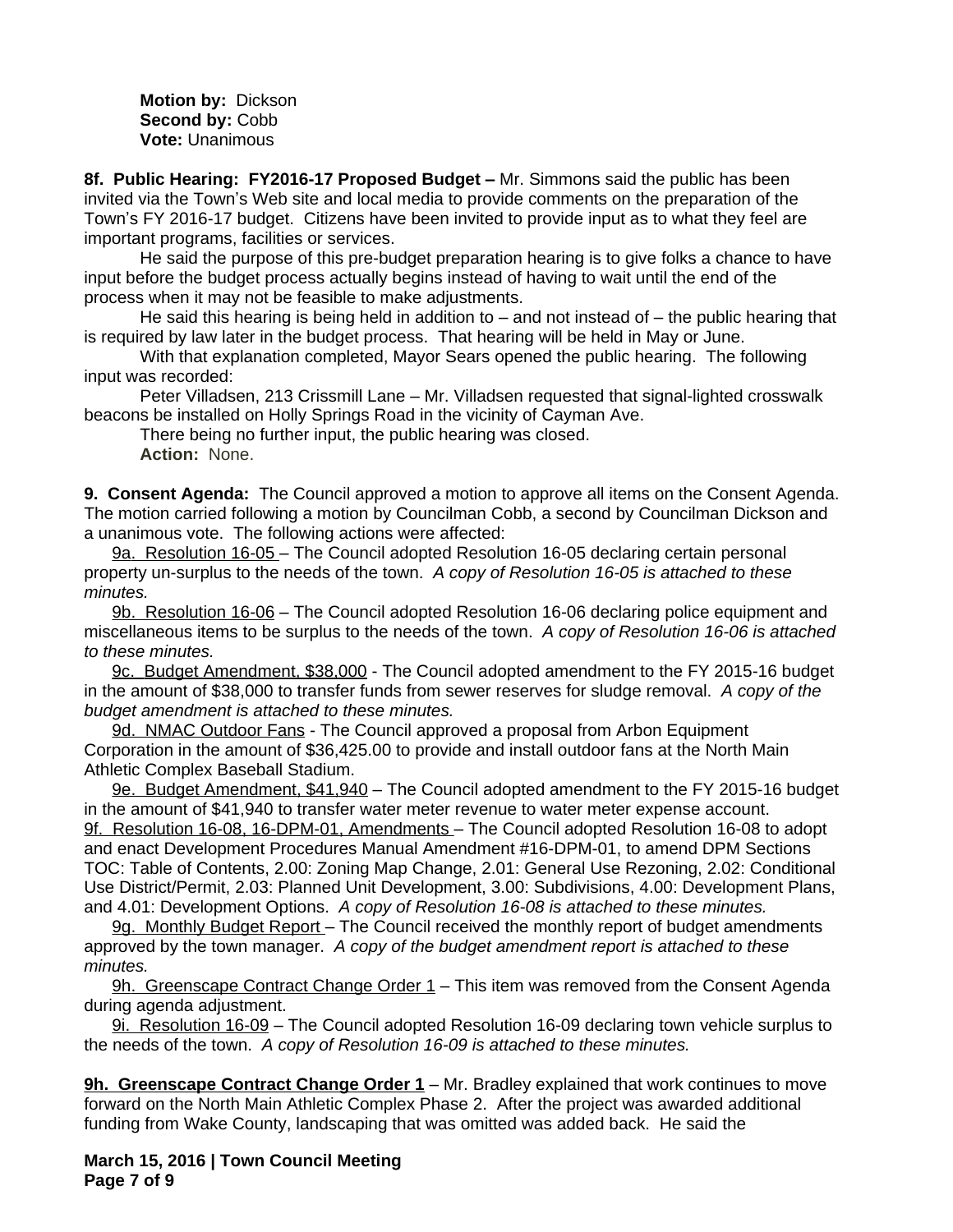**Motion by:** Dickson
**Second by:** Cobb
**Vote:** Unanimous

**8f. Public Hearing: FY2016-17 Proposed Budget –** Mr. Simmons said the public has been invited via the Town's Web site and local media to provide comments on the preparation of the Town's FY 2016-17 budget. Citizens have been invited to provide input as to what they feel are important programs, facilities or services.

He said the purpose of this pre-budget preparation hearing is to give folks a chance to have input before the budget process actually begins instead of having to wait until the end of the process when it may not be feasible to make adjustments.

He said this hearing is being held in addition to – and not instead of – the public hearing that is required by law later in the budget process. That hearing will be held in May or June.

With that explanation completed, Mayor Sears opened the public hearing. The following input was recorded:

Peter Villadsen, 213 Crissmill Lane – Mr. Villadsen requested that signal-lighted crosswalk beacons be installed on Holly Springs Road in the vicinity of Cayman Ave.

There being no further input, the public hearing was closed.

**Action:** None.

**9. Consent Agenda:** The Council approved a motion to approve all items on the Consent Agenda. The motion carried following a motion by Councilman Cobb, a second by Councilman Dickson and a unanimous vote. The following actions were affected:

9a. Resolution 16-05 – The Council adopted Resolution 16-05 declaring certain personal property un-surplus to the needs of the town. *A copy of Resolution 16-05 is attached to these minutes.*

9b. Resolution 16-06 – The Council adopted Resolution 16-06 declaring police equipment and miscellaneous items to be surplus to the needs of the town. *A copy of Resolution 16-06 is attached to these minutes.*

9c. Budget Amendment, $38,000 - The Council adopted amendment to the FY 2015-16 budget in the amount of $38,000 to transfer funds from sewer reserves for sludge removal. *A copy of the budget amendment is attached to these minutes.*

9d. NMAC Outdoor Fans - The Council approved a proposal from Arbon Equipment Corporation in the amount of $36,425.00 to provide and install outdoor fans at the North Main Athletic Complex Baseball Stadium.

9e. Budget Amendment, $41,940 – The Council adopted amendment to the FY 2015-16 budget in the amount of $41,940 to transfer water meter revenue to water meter expense account.

9f. Resolution 16-08, 16-DPM-01, Amendments – The Council adopted Resolution 16-08 to adopt and enact Development Procedures Manual Amendment #16-DPM-01, to amend DPM Sections TOC: Table of Contents, 2.00: Zoning Map Change, 2.01: General Use Rezoning, 2.02: Conditional Use District/Permit, 2.03: Planned Unit Development, 3.00: Subdivisions, 4.00: Development Plans, and 4.01: Development Options. *A copy of Resolution 16-08 is attached to these minutes.*

9g. Monthly Budget Report – The Council received the monthly report of budget amendments approved by the town manager. *A copy of the budget amendment report is attached to these minutes.*

9h. Greenscape Contract Change Order 1 – This item was removed from the Consent Agenda during agenda adjustment.

9i. Resolution 16-09 – The Council adopted Resolution 16-09 declaring town vehicle surplus to the needs of the town. *A copy of Resolution 16-09 is attached to these minutes.*

**9h. Greenscape Contract Change Order 1** – Mr. Bradley explained that work continues to move forward on the North Main Athletic Complex Phase 2. After the project was awarded additional funding from Wake County, landscaping that was omitted was added back. He said the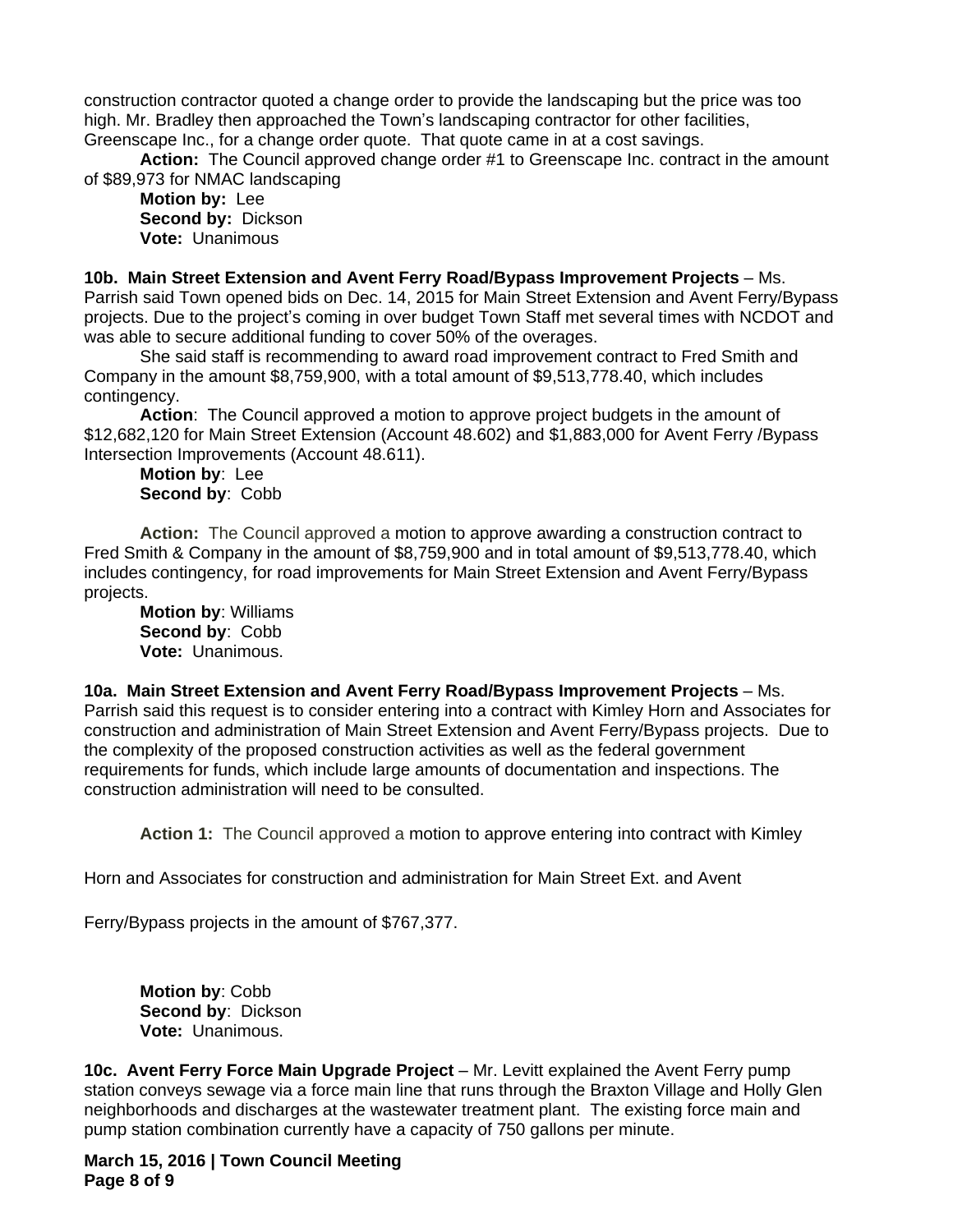construction contractor quoted a change order to provide the landscaping but the price was too high. Mr. Bradley then approached the Town's landscaping contractor for other facilities, Greenscape Inc., for a change order quote. That quote came in at a cost savings.

**Action:** The Council approved change order #1 to Greenscape Inc. contract in the amount of $89,973 for NMAC landscaping

**Motion by:** Lee
**Second by:** Dickson
**Vote:** Unanimous

**10b. Main Street Extension and Avent Ferry Road/Bypass Improvement Projects** – Ms. Parrish said Town opened bids on Dec. 14, 2015 for Main Street Extension and Avent Ferry/Bypass projects. Due to the project's coming in over budget Town Staff met several times with NCDOT and was able to secure additional funding to cover 50% of the overages.

She said staff is recommending to award road improvement contract to Fred Smith and Company in the amount $8,759,900, with a total amount of $9,513,778.40, which includes contingency.

**Action**: The Council approved a motion to approve project budgets in the amount of $12,682,120 for Main Street Extension (Account 48.602) and $1,883,000 for Avent Ferry /Bypass Intersection Improvements (Account 48.611).

**Motion by**: Lee
**Second by**: Cobb

**Action:** The Council approved a motion to approve awarding a construction contract to Fred Smith & Company in the amount of $8,759,900 and in total amount of $9,513,778.40, which includes contingency, for road improvements for Main Street Extension and Avent Ferry/Bypass projects.

**Motion by**: Williams
**Second by**: Cobb
**Vote:** Unanimous.

**10a. Main Street Extension and Avent Ferry Road/Bypass Improvement Projects** – Ms. Parrish said this request is to consider entering into a contract with Kimley Horn and Associates for construction and administration of Main Street Extension and Avent Ferry/Bypass projects. Due to the complexity of the proposed construction activities as well as the federal government requirements for funds, which include large amounts of documentation and inspections. The construction administration will need to be consulted.

**Action 1:** The Council approved a motion to approve entering into contract with Kimley Horn and Associates for construction and administration for Main Street Ext. and Avent Ferry/Bypass projects in the amount of $767,377.

**Motion by**: Cobb
**Second by**: Dickson
**Vote:** Unanimous.

**10c. Avent Ferry Force Main Upgrade Project** – Mr. Levitt explained the Avent Ferry pump station conveys sewage via a force main line that runs through the Braxton Village and Holly Glen neighborhoods and discharges at the wastewater treatment plant. The existing force main and pump station combination currently have a capacity of 750 gallons per minute.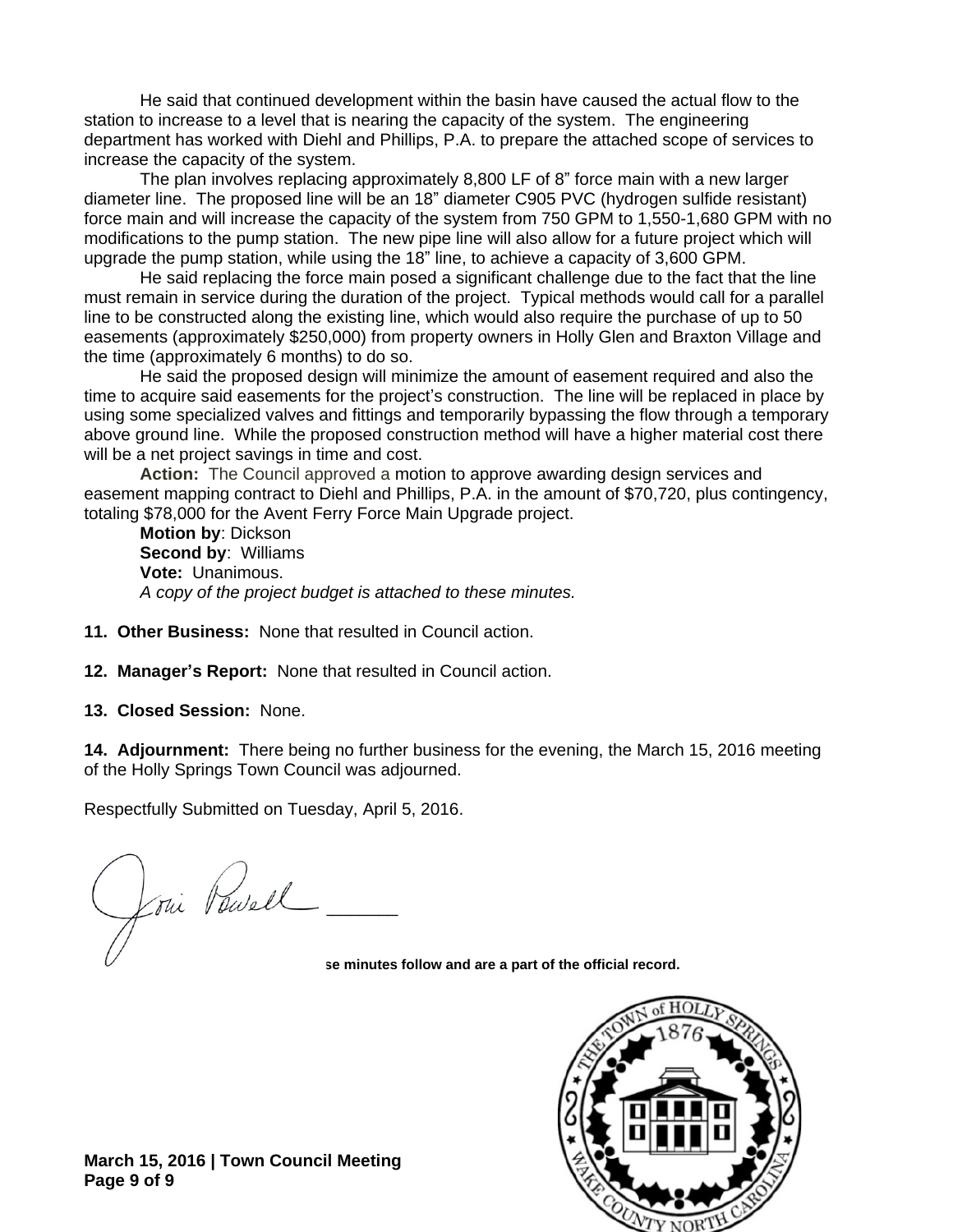He said that continued development within the basin have caused the actual flow to the station to increase to a level that is nearing the capacity of the system. The engineering department has worked with Diehl and Phillips, P.A. to prepare the attached scope of services to increase the capacity of the system.

The plan involves replacing approximately 8,800 LF of 8" force main with a new larger diameter line. The proposed line will be an 18" diameter C905 PVC (hydrogen sulfide resistant) force main and will increase the capacity of the system from 750 GPM to 1,550-1,680 GPM with no modifications to the pump station. The new pipe line will also allow for a future project which will upgrade the pump station, while using the 18" line, to achieve a capacity of 3,600 GPM.

He said replacing the force main posed a significant challenge due to the fact that the line must remain in service during the duration of the project. Typical methods would call for a parallel line to be constructed along the existing line, which would also require the purchase of up to 50 easements (approximately $250,000) from property owners in Holly Glen and Braxton Village and the time (approximately 6 months) to do so.

He said the proposed design will minimize the amount of easement required and also the time to acquire said easements for the project's construction. The line will be replaced in place by using some specialized valves and fittings and temporarily bypassing the flow through a temporary above ground line. While the proposed construction method will have a higher material cost there will be a net project savings in time and cost.

**Action:** The Council approved a motion to approve awarding design services and easement mapping contract to Diehl and Phillips, P.A. in the amount of $70,720, plus contingency, totaling $78,000 for the Avent Ferry Force Main Upgrade project.

**Motion by**: Dickson
**Second by**: Williams
**Vote:** Unanimous.
*A copy of the project budget is attached to these minutes.*

**11. Other Business:** None that resulted in Council action.

**12. Manager's Report:** None that resulted in Council action.

**13. Closed Session:** None.

**14. Adjournment:** There being no further business for the evening, the March 15, 2016 meeting of the Holly Springs Town Council was adjourned.

Respectfully Submitted on Tuesday, April 5, 2016.

______

**se minutes follow and are a part of the official record.**